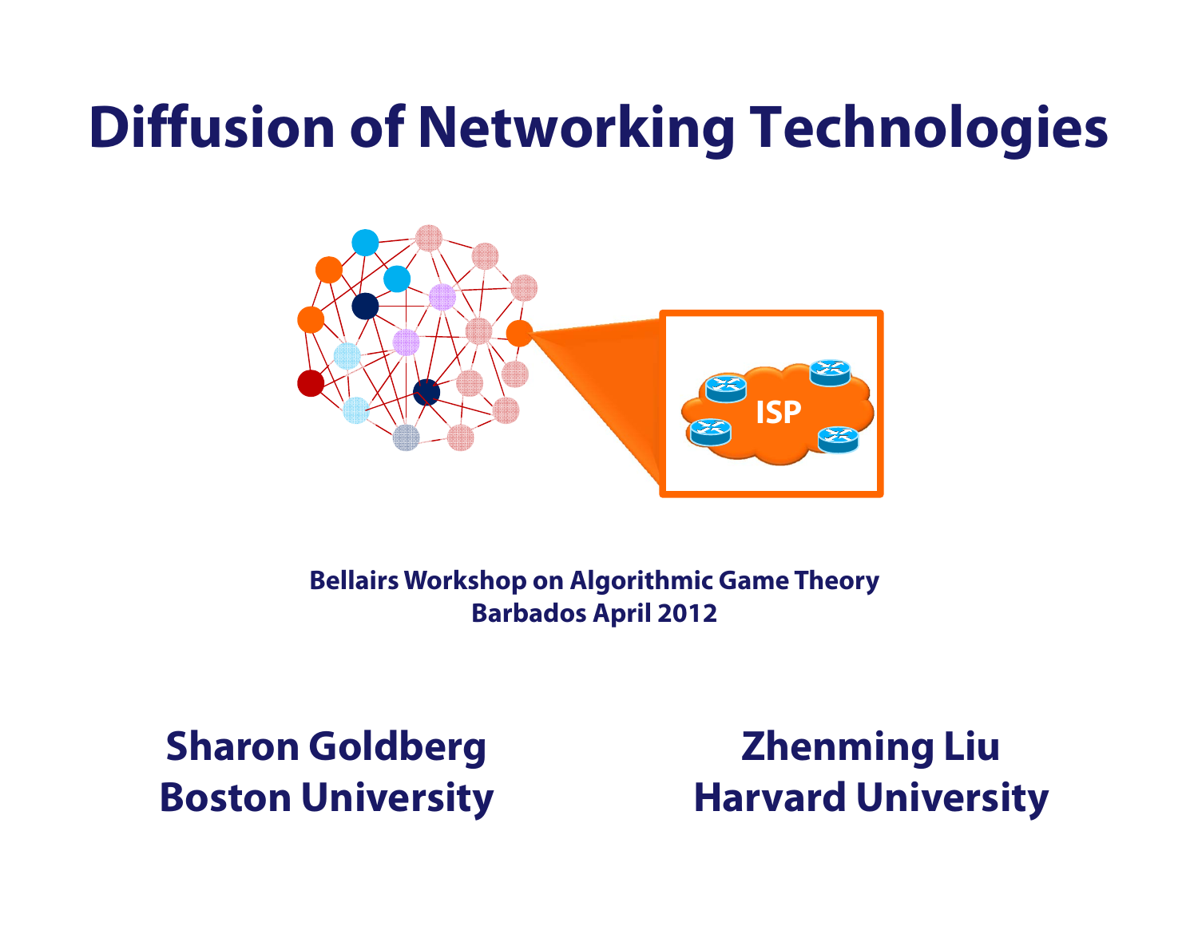# Diffusion of Networking Technologies

**Bellairs Workshop on Algorithmic Game Theory**
**Barbados April 2012**

**Sharon Goldberg**
**Boston University**

**Zhenming Liu**
**Harvard University**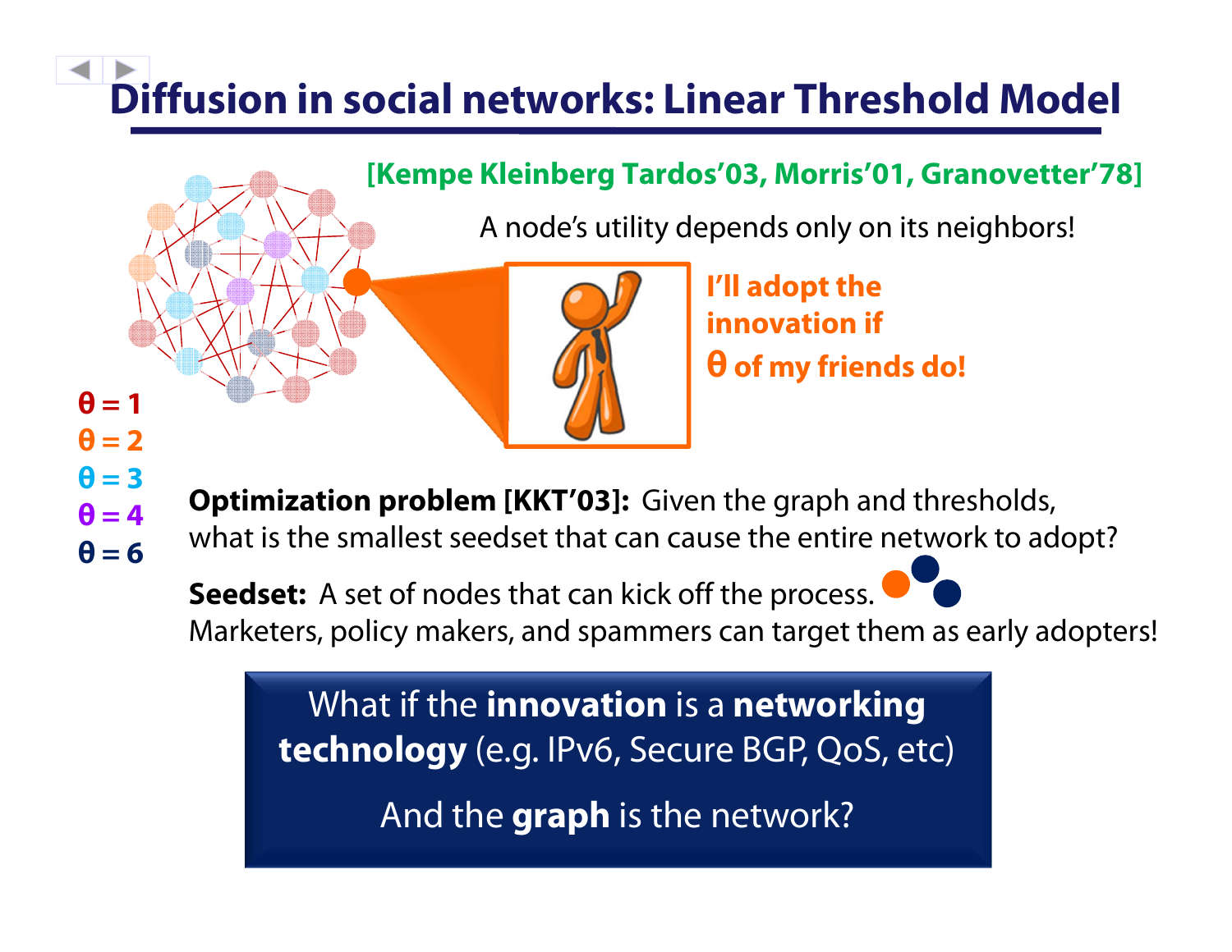# Diffusion in social networks: Linear Threshold Model

**[Kempe Kleinberg Tardos'03, Morris'01, Granovetter'78]**

A node's utility depends only on its neighbors!

**I'll adopt the innovation if θ of my friends do!**

θ = 1
θ = 2
θ = 3
θ = 4
θ = 6

**Optimization problem [KKT'03]:** Given the graph and thresholds, what is the smallest seedset that can cause the entire network to adopt?

**Seedset:** A set of nodes that can kick off the process.
Marketers, policy makers, and spammers can target them as early adopters!

What if the **innovation** is a **networking technology** (e.g. IPv6, Secure BGP, QoS, etc)

And the **graph** is the network?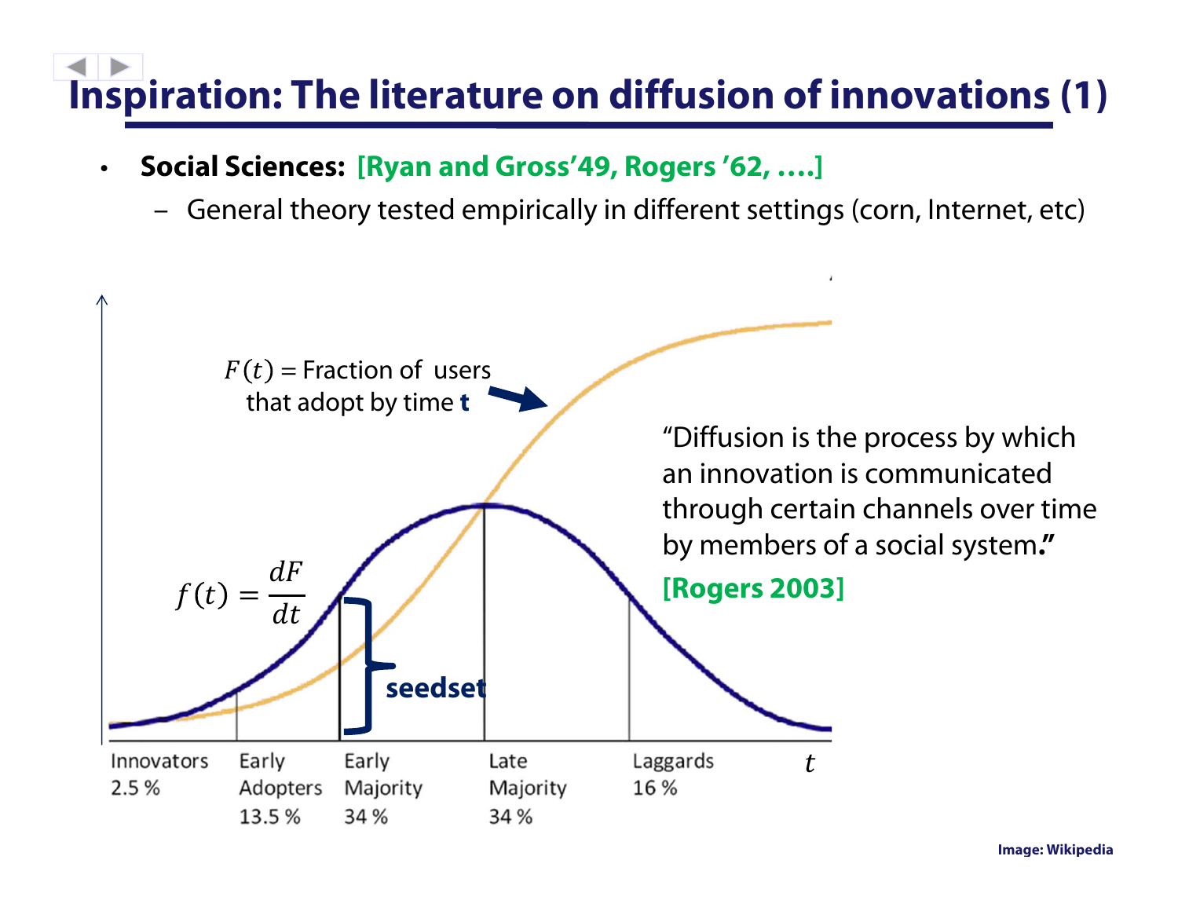# Inspiration: The literature on diffusion of innovations (1)

- **Social Sciences: [Ryan and Gross'49, Rogers '62, ....]**
  - General theory tested empirically in different settings (corn, Internet, etc)

$F(t)$ = Fraction of users that adopt by time **t**

$f(t) = \frac{dF}{dt}$

**seedset**

| Innovators | Early Adopters | Early Majority | Late Majority | Laggards |
|---|---|---|---|---|
| 2.5 % | 13.5 % | 34 % | 34 % | 16 % |

$t$

"Diffusion is the process by which an innovation is communicated through certain channels over time by members of a social system**."**

**[Rogers 2003]**

**Image: Wikipedia**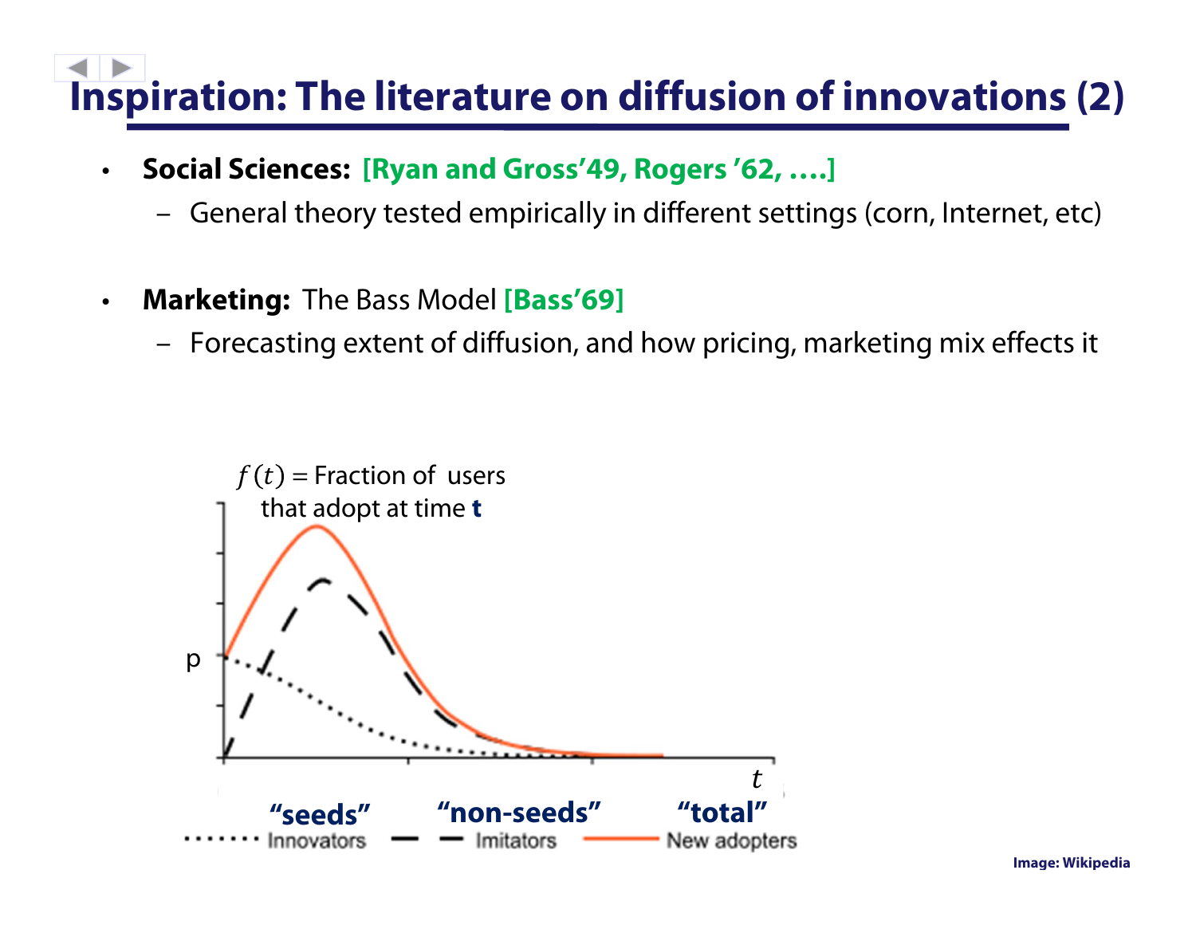# Inspiration: The literature on diffusion of innovations (2)

- **Social Sciences: [Ryan and Gross'49, Rogers '62, ….]**
  - General theory tested empirically in different settings (corn, Internet, etc)

- **Marketing:** The Bass Model **[Bass'69]**
  - Forecasting extent of diffusion, and how pricing, marketing mix effects it

$f(t)$ = Fraction of users that adopt at time **t**

p

$t$

**"seeds"** Innovators **"non-seeds"** Imitators **"total"** New adopters

Image: Wikipedia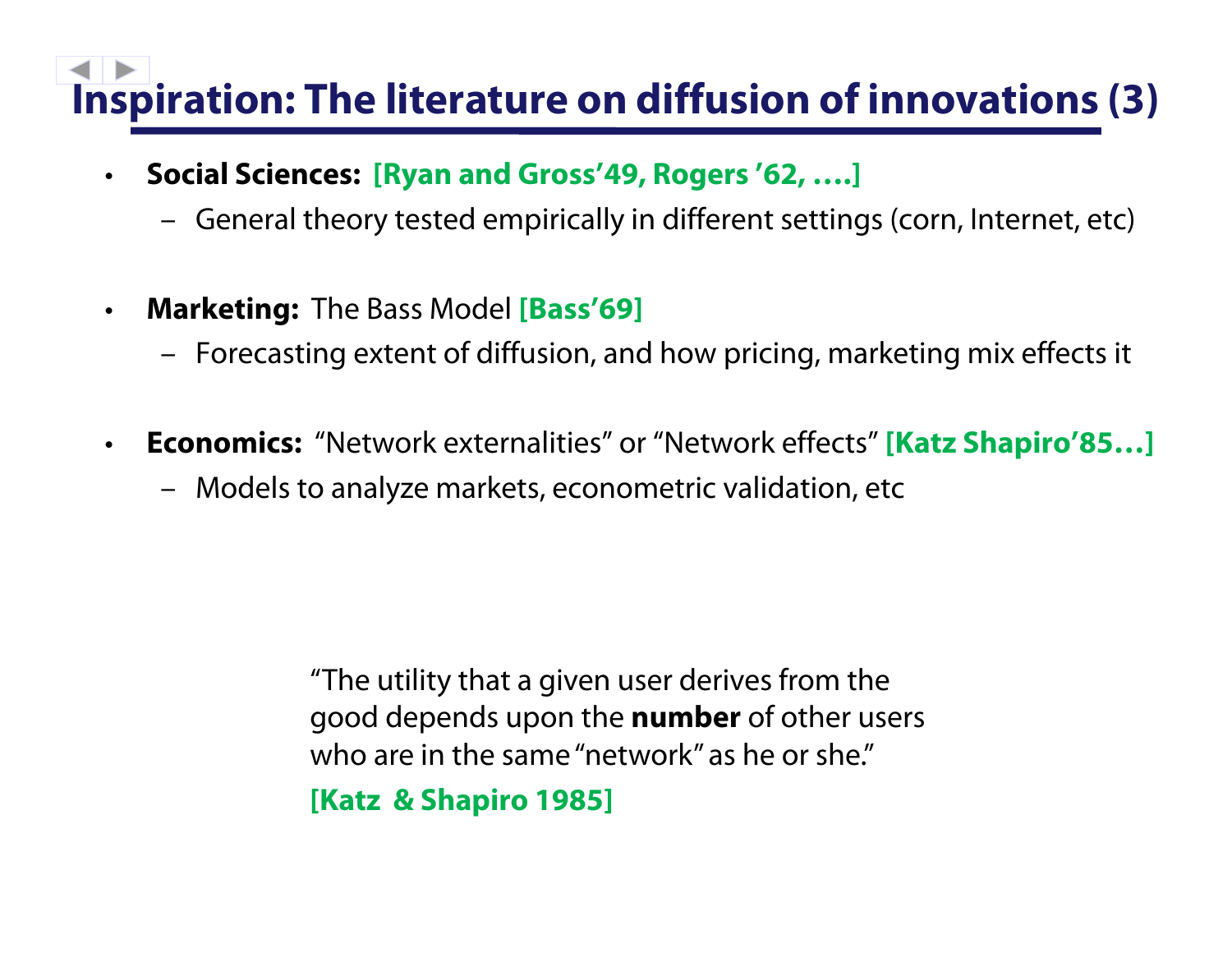# Inspiration: The literature on diffusion of innovations (3)

- **Social Sciences:** **[Ryan and Gross'49, Rogers '62, ….]**
  - General theory tested empirically in different settings (corn, Internet, etc)

- **Marketing:** The Bass Model **[Bass'69]**
  - Forecasting extent of diffusion, and how pricing, marketing mix effects it

- **Economics:** "Network externalities" or "Network effects" **[Katz Shapiro'85…]**
  - Models to analyze markets, econometric validation, etc

> "The utility that a given user derives from the good depends upon the **number** of other users who are in the same "network" as he or she."
>
> **[Katz & Shapiro 1985]**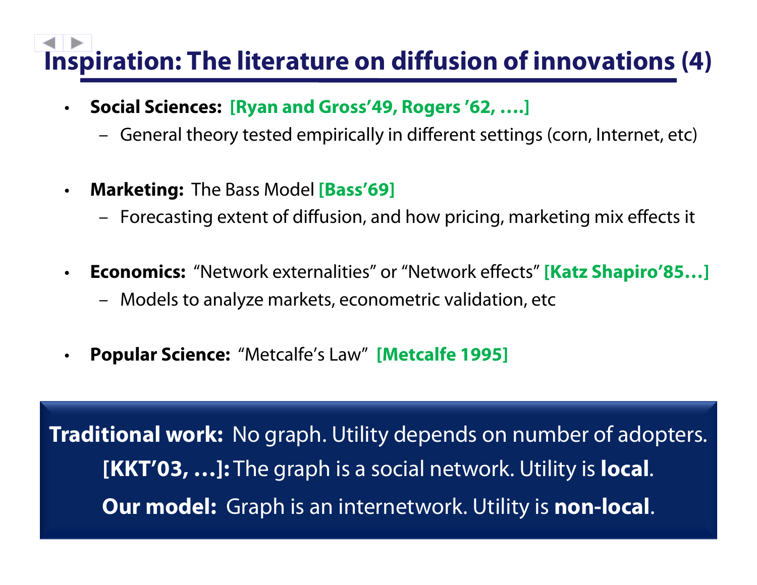# Inspiration: The literature on diffusion of innovations (4)

- **Social Sciences:** **[Ryan and Gross'49, Rogers '62, ….]**
  - General theory tested empirically in different settings (corn, Internet, etc)
- **Marketing:** The Bass Model **[Bass'69]**
  - Forecasting extent of diffusion, and how pricing, marketing mix effects it
- **Economics:** "Network externalities" or "Network effects" **[Katz Shapiro'85…]**
  - Models to analyze markets, econometric validation, etc
- **Popular Science:** "Metcalfe's Law" **[Metcalfe 1995]**

**Traditional work:** No graph. Utility depends on number of adopters.

**[KKT'03, …]:** The graph is a social network. Utility is **local**.

**Our model:** Graph is an internetwork. Utility is **non-local**.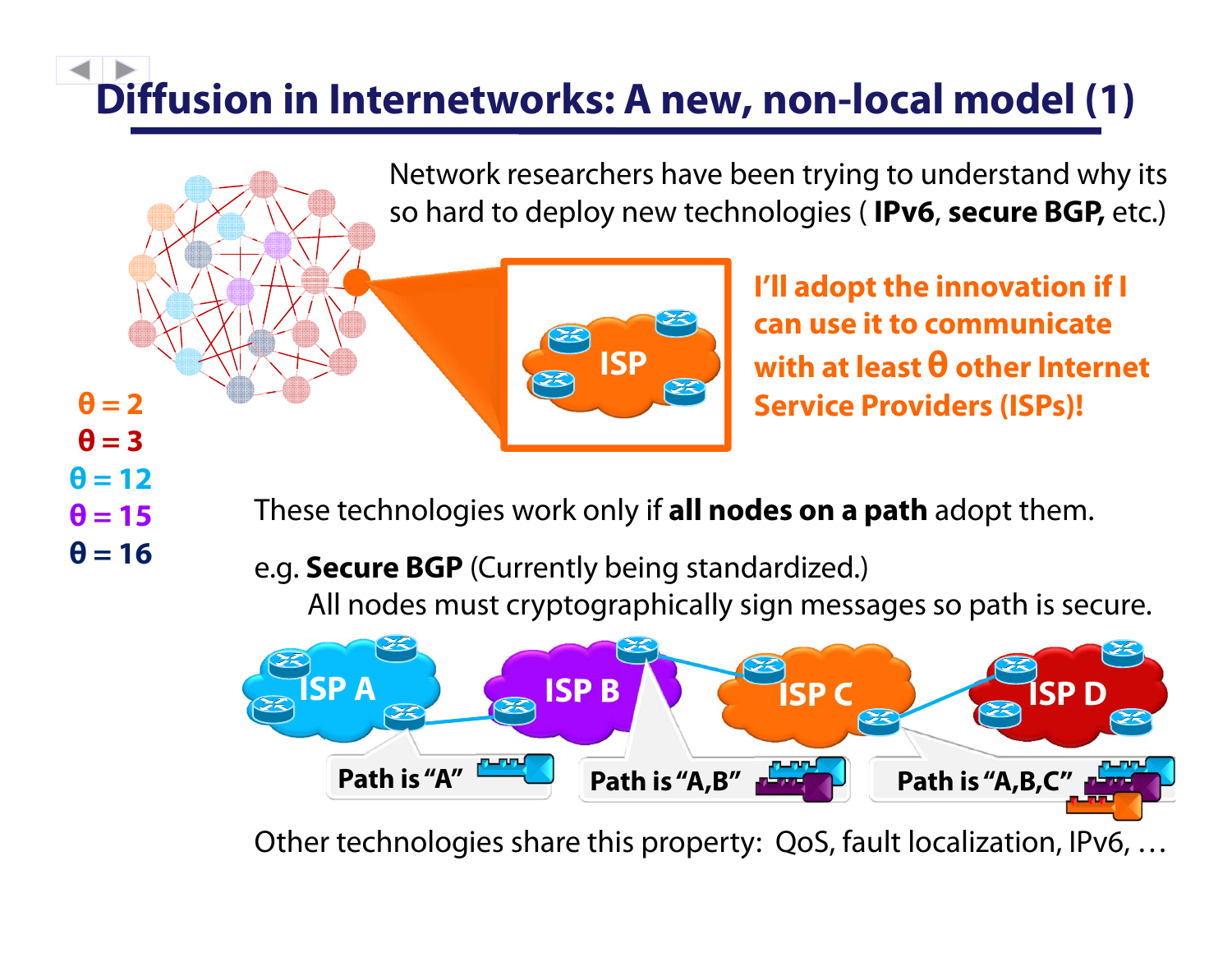# Diffusion in Internetworks: A new, non-local model (1)

Network researchers have been trying to understand why its so hard to deploy new technologies ( **IPv6**, **secure BGP,** etc.)

ISP

**I'll adopt the innovation if I can use it to communicate with at least θ other Internet Service Providers (ISPs)!**

θ = 2
θ = 3
θ = 12
θ = 15
θ = 16

These technologies work only if **all nodes on a path** adopt them.

e.g. **Secure BGP** (Currently being standardized.)
All nodes must cryptographically sign messages so path is secure.

ISP A — ISP B — ISP C — ISP D

**Path is "A"** — **Path is "A,B"** — **Path is "A,B,C"**

Other technologies share this property: QoS, fault localization, IPv6, …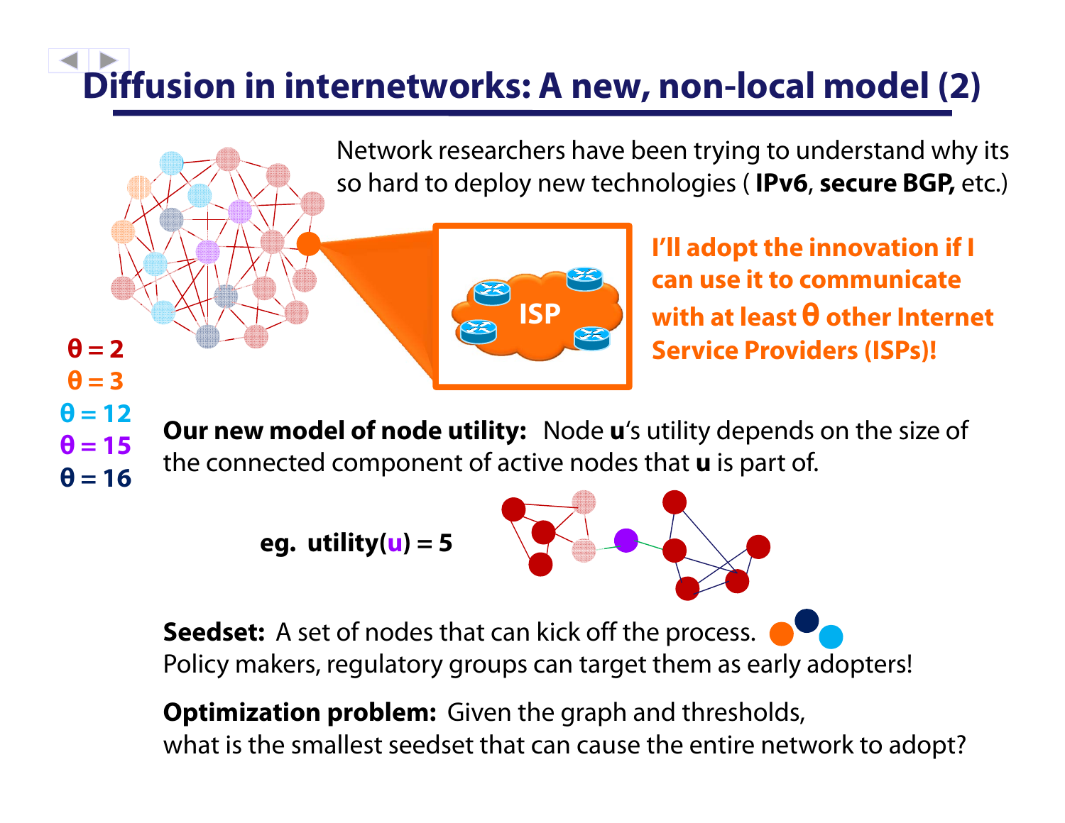# Diffusion in internetworks: A new, non-local model (2)

Network researchers have been trying to understand why its so hard to deploy new technologies ( **IPv6**, **secure BGP,** etc.)

ISP

**I'll adopt the innovation if I can use it to communicate with at least θ other Internet Service Providers (ISPs)!**

**θ = 2**
**θ = 3**
**θ = 12**
**θ = 15**
**θ = 16**

**Our new model of node utility:** Node **u**'s utility depends on the size of the connected component of active nodes that **u** is part of.

**eg. utility(u) = 5**

**Seedset:** A set of nodes that can kick off the process.
Policy makers, regulatory groups can target them as early adopters!

**Optimization problem:** Given the graph and thresholds,
what is the smallest seedset that can cause the entire network to adopt?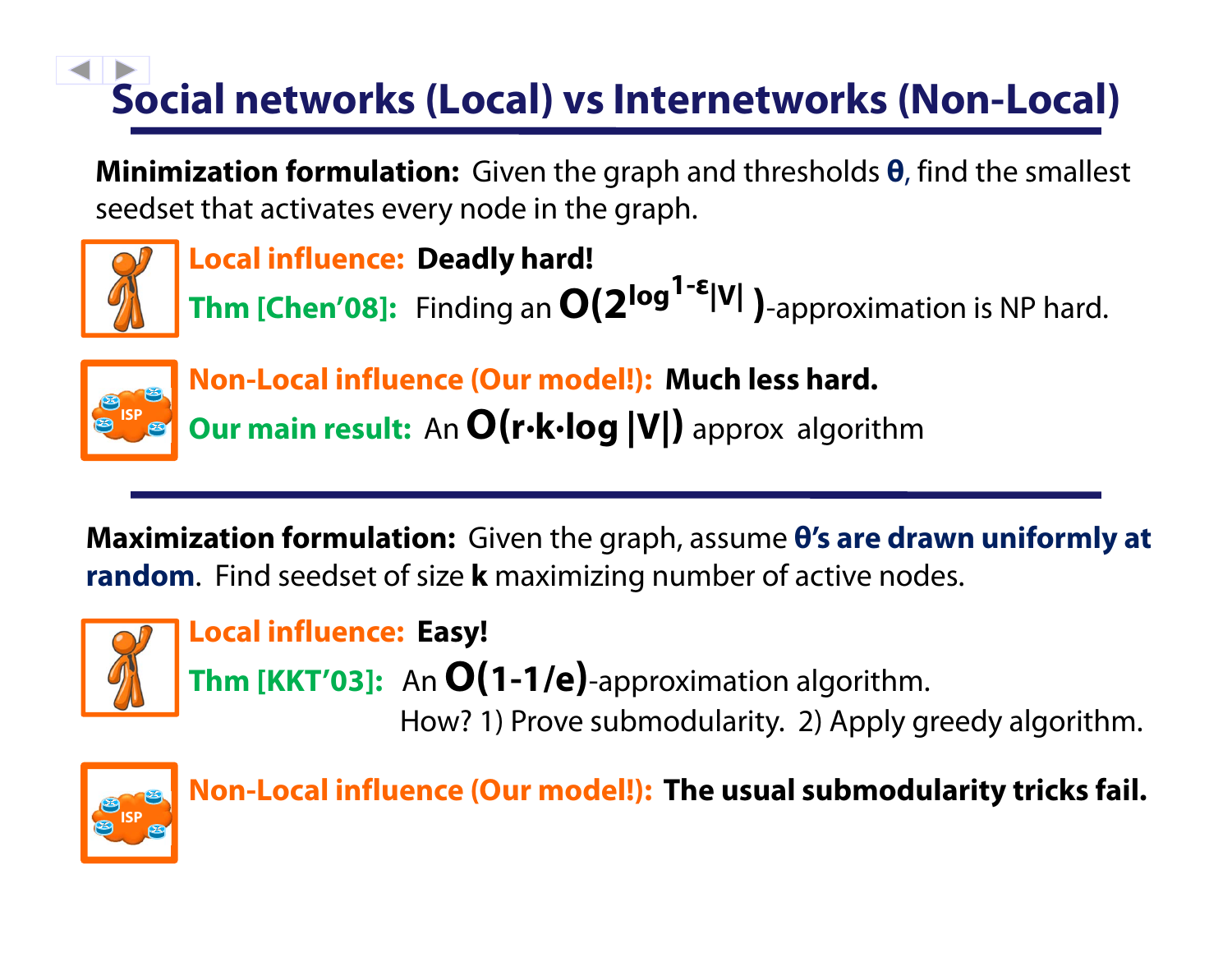# Social networks (Local) vs Internetworks (Non-Local)

**Minimization formulation:** Given the graph and thresholds **θ**, find the smallest seedset that activates every node in the graph.

**Local influence:** **Deadly hard!**

**Thm [Chen'08]:** Finding an $O(2^{\log^{1-\epsilon}|V|})$-approximation is NP hard.

**Non-Local influence (Our model!):** **Much less hard.**

**Our main result:** An $O(r \cdot k \cdot \log |V|)$ approx algorithm

---

**Maximization formulation:** Given the graph, assume **θ's are drawn uniformly at random**. Find seedset of size **k** maximizing number of active nodes.

**Local influence:** **Easy!**

**Thm [KKT'03]:** An $O(1-1/e)$-approximation algorithm.

How? 1) Prove submodularity. 2) Apply greedy algorithm.

**Non-Local influence (Our model!):** **The usual submodularity tricks fail.**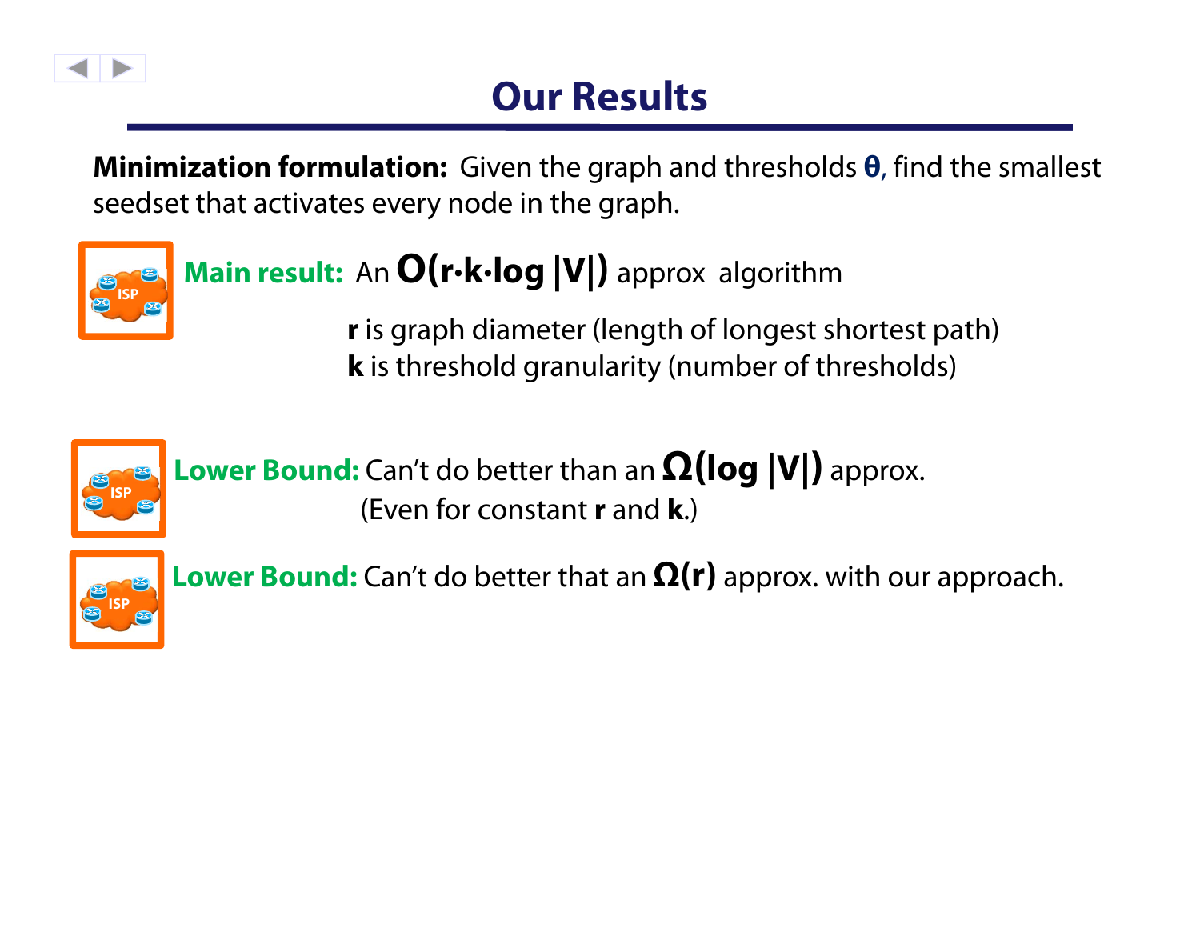# Our Results

**Minimization formulation:** Given the graph and thresholds **θ**, find the smallest seedset that activates every node in the graph.

**Main result:** An $O(r \cdot k \cdot \log |V|)$ approx algorithm

**r** is graph diameter (length of longest shortest path)
**k** is threshold granularity (number of thresholds)

**Lower Bound:** Can't do better than an $\Omega(\log |V|)$ approx. (Even for constant **r** and **k**.)

**Lower Bound:** Can't do better that an $\Omega(r)$ approx. with our approach.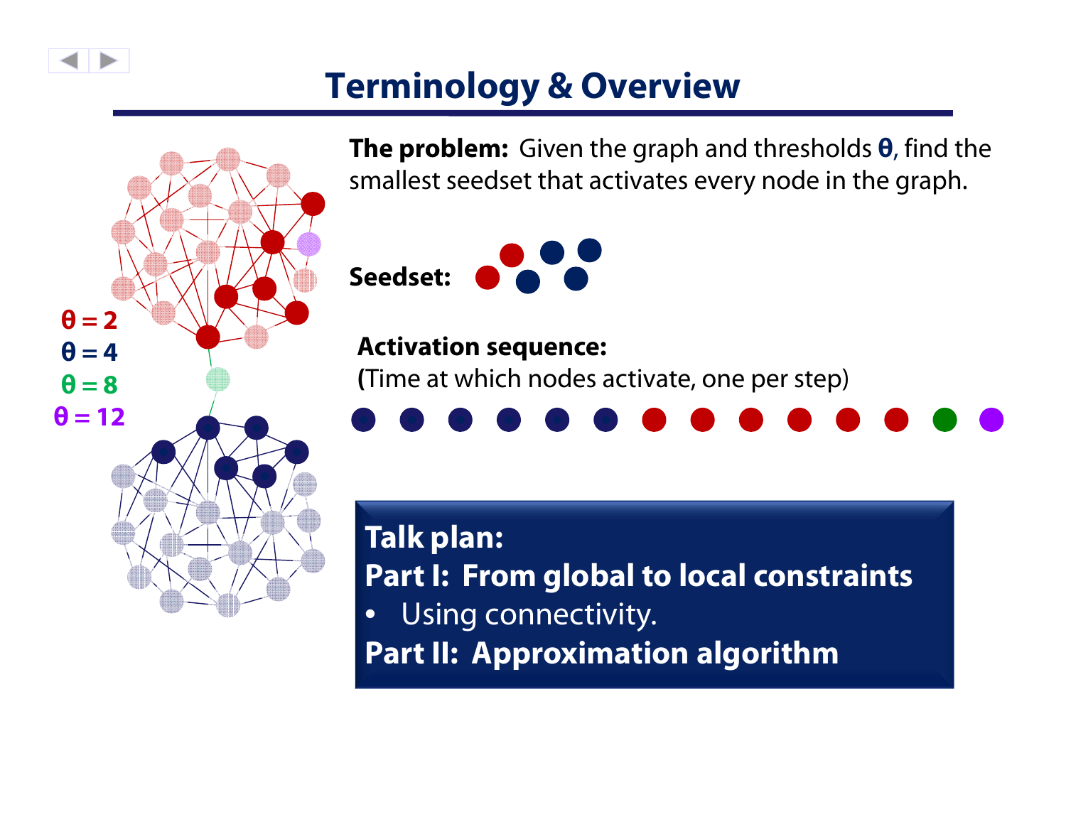# Terminology & Overview

$\theta = 2$

$\theta = 4$

$\theta = 8$

$\theta = 12$

**The problem:** Given the graph and thresholds **θ**, find the smallest seedset that activates every node in the graph.

**Seedset:**

**Activation sequence:**
(Time at which nodes activate, one per step)

**Talk plan:**

**Part I: From global to local constraints**

- Using connectivity.

**Part II: Approximation algorithm**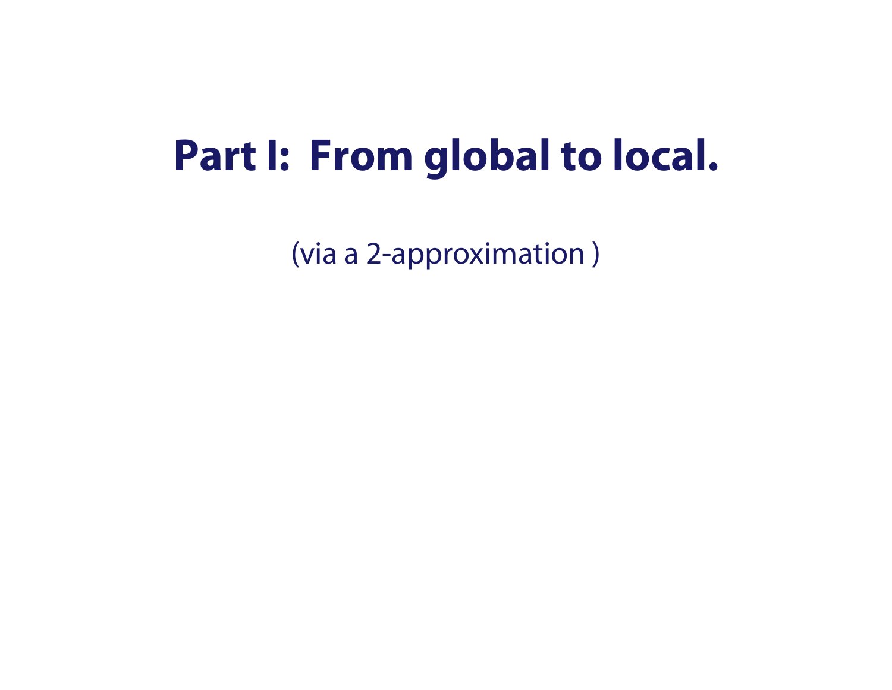# Part I: From global to local.

(via a 2-approximation )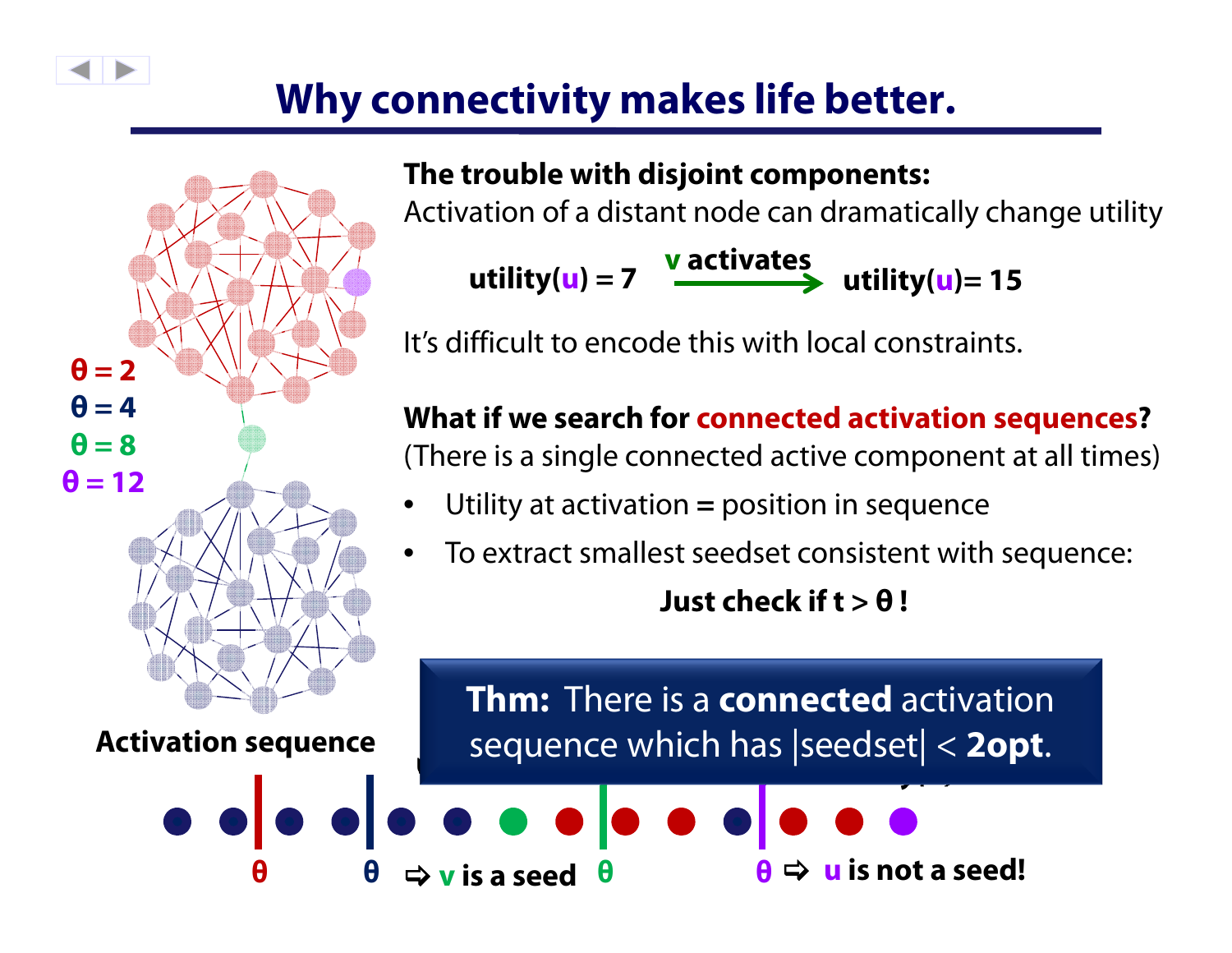# Why connectivity makes life better.

$\theta = 2$

$\theta = 4$

$\theta = 8$

$\theta = 12$

**The trouble with disjoint components:**
Activation of a distant node can dramatically change utility

**utility(u) = 7** —**v activates**→ **utility(u)= 15**

It's difficult to encode this with local constraints.

**What if we search for connected activation sequences?**
(There is a single connected active component at all times)

- Utility at activation = position in sequence
- To extract smallest seedset consistent with sequence:

**Just check if $t > \theta$ !**

**Thm:** There is a **connected** activation sequence which has |seedset| < **2opt**.

**Activation sequence**

$\theta$ $\theta$ ⇨ **v is a seed** $\theta$ $\theta$ ⇨ **u is not a seed!**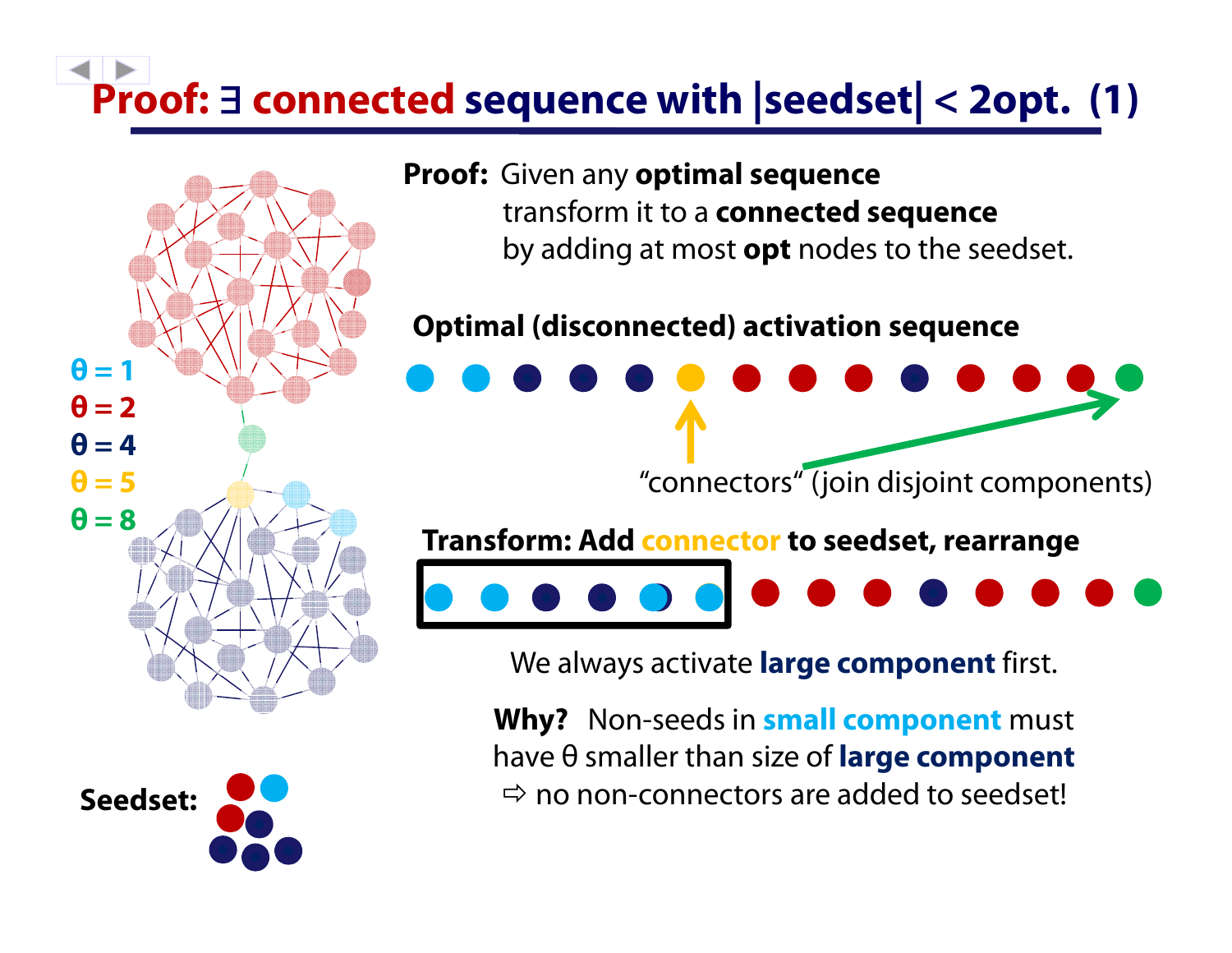# Proof: ∃ connected sequence with |seedset| < 2opt. (1)

$\theta = 1$

$\theta = 2$

$\theta = 4$

$\theta = 5$

$\theta = 8$

**Proof:** Given any **optimal sequence** transform it to a **connected sequence** by adding at most **opt** nodes to the seedset.

**Optimal (disconnected) activation sequence**

"connectors" (join disjoint components)

**Transform: Add connector to seedset, rearrange**

We always activate **large component** first.

**Why?** Non-seeds in **small component** must have θ smaller than size of **large component** ⇨ no non-connectors are added to seedset!

**Seedset:**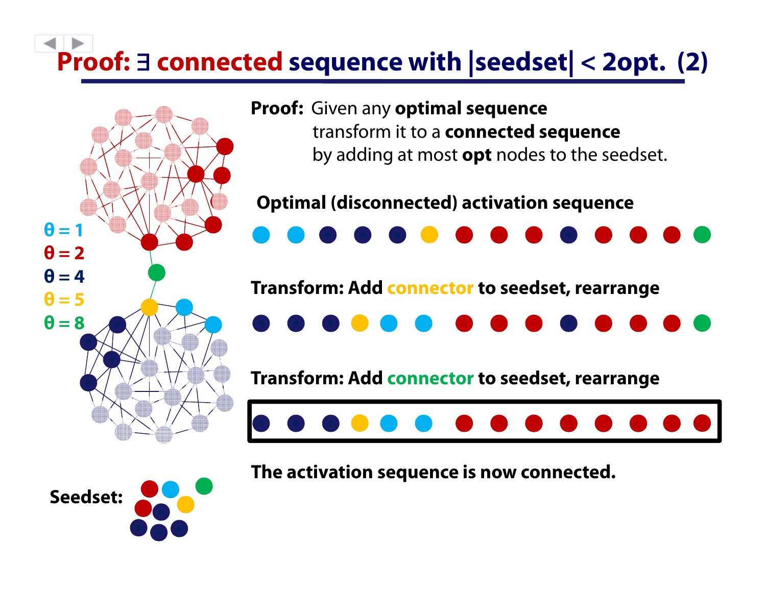# Proof: ∃ connected sequence with |seedset| < 2opt. (2)

**Proof:** Given any **optimal sequence** transform it to a **connected sequence** by adding at most **opt** nodes to the seedset.

$\theta = 1$

$\theta = 2$

$\theta = 4$

$\theta = 5$

$\theta = 8$

**Optimal (disconnected) activation sequence**

**Transform: Add connector to seedset, rearrange**

**Transform: Add connector to seedset, rearrange**

**The activation sequence is now connected.**

**Seedset:**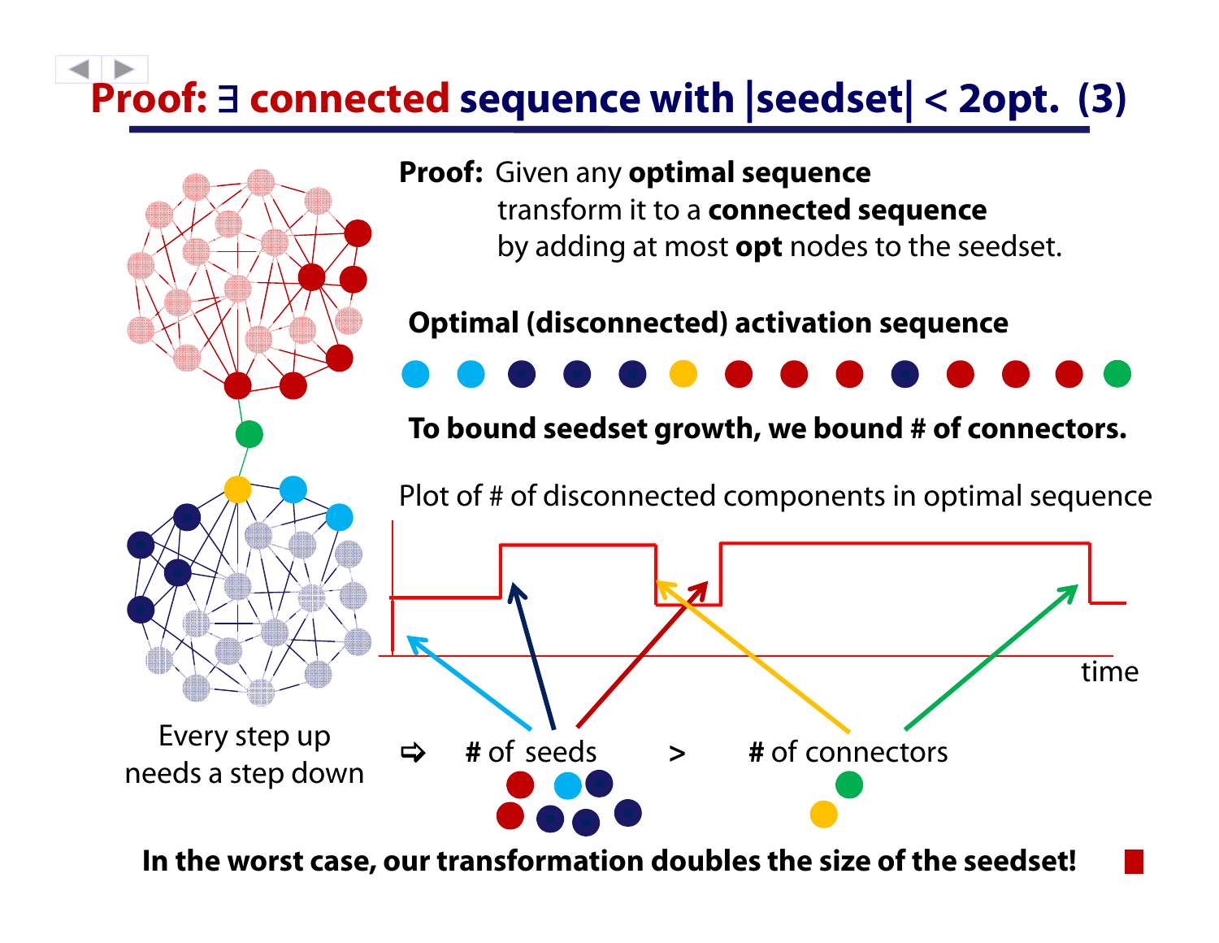# Proof: ∃ connected sequence with |seedset| < 2opt. (3)

**Proof:** Given any **optimal sequence** transform it to a **connected sequence** by adding at most **opt** nodes to the seedset.

**Optimal (disconnected) activation sequence**

**To bound seedset growth, we bound # of connectors.**

Plot of # of disconnected components in optimal sequence

time

Every step up needs a step down

⇨ # of seeds > # of connectors

**In the worst case, our transformation doubles the size of the seedset!** ■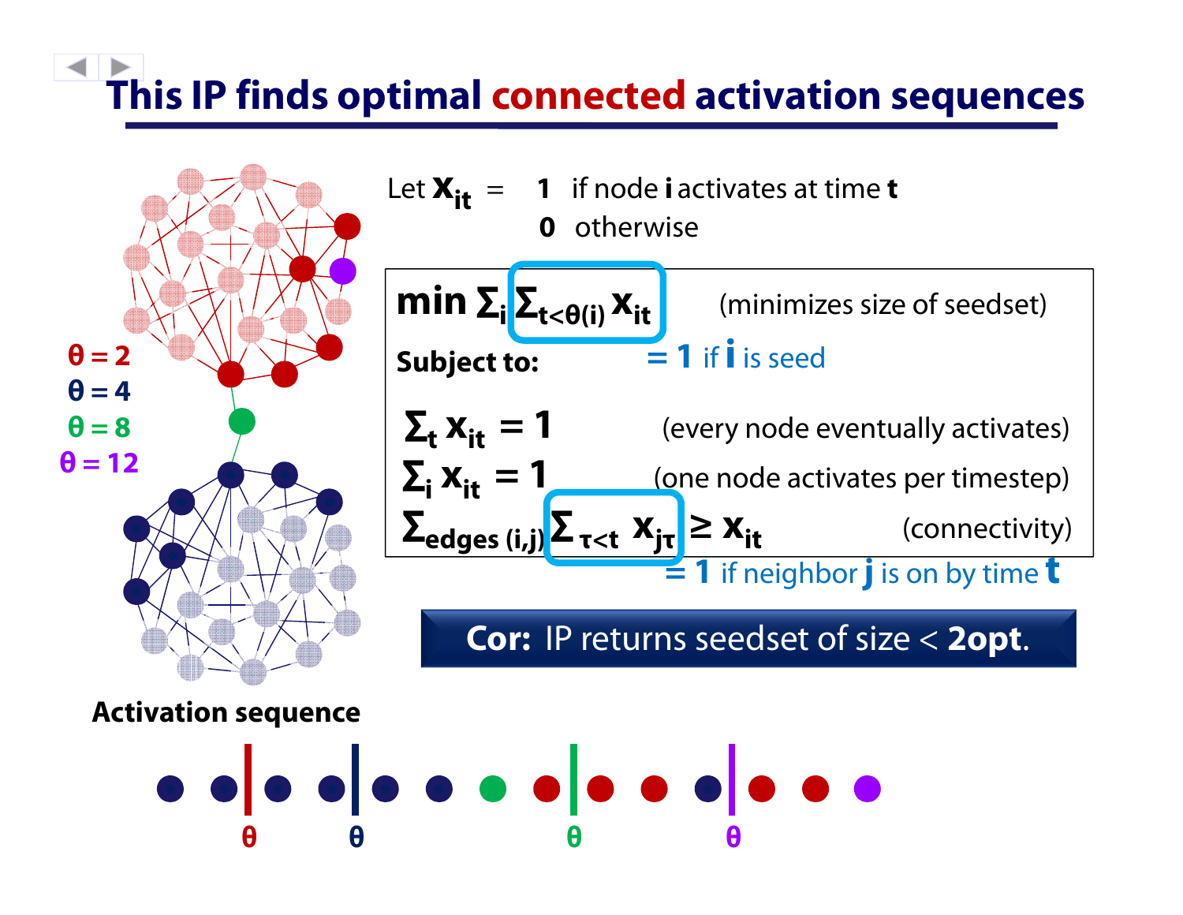# This IP finds optimal connected activation sequences

$\theta = 2$

$\theta = 4$

$\theta = 8$

$\theta = 12$

Let $x_{it}$ = 1 if node **i** activates at time **t**; 0 otherwise

$$\min \sum_i \sum_{t<\theta(i)} x_{it}$$

(minimizes size of seedset)

$\sum_{t<\theta(i)} x_{it}$ = 1 if **i** is seed

**Subject to:**

$$\sum_t x_{it} = 1$$

(every node eventually activates)

$$\sum_i x_{it} = 1$$

(one node activates per timestep)

$$\sum_{\text{edges }(i,j)} \sum_{\tau<t} x_{j\tau} \geq x_{it}$$

(connectivity)

$\sum_{\tau<t} x_{j\tau}$ = 1 if neighbor **j** is on by time **t**

**Cor:** IP returns seedset of size < **2opt.**

**Activation sequence**

θ θ θ θ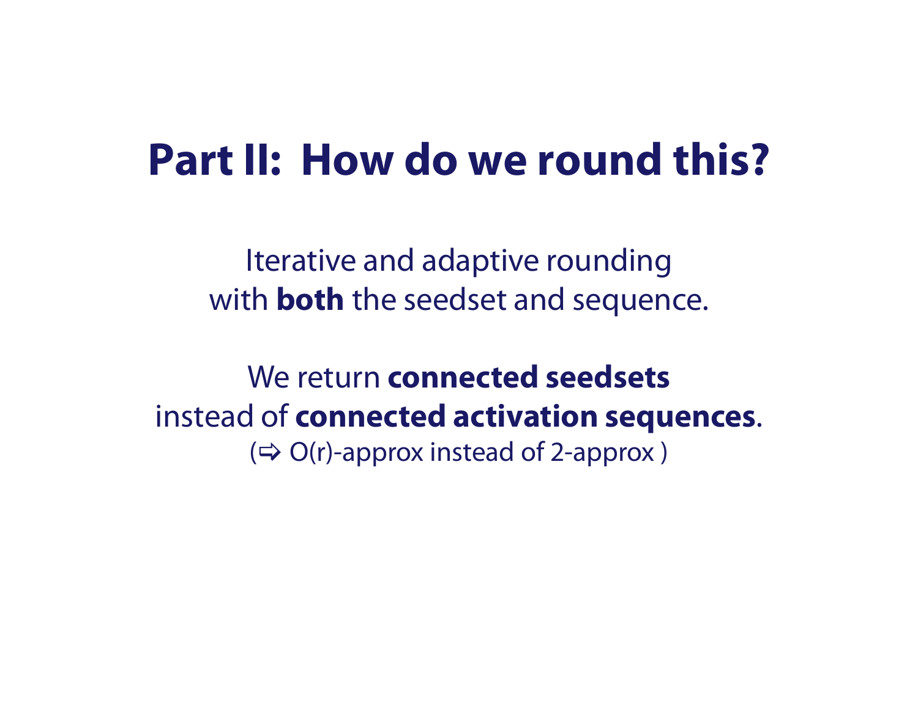# Part II: How do we round this?

Iterative and adaptive rounding
with **both** the seedset and sequence.

We return **connected seedsets**
instead of **connected activation sequences**.
(⇨ O(r)-approx instead of 2-approx )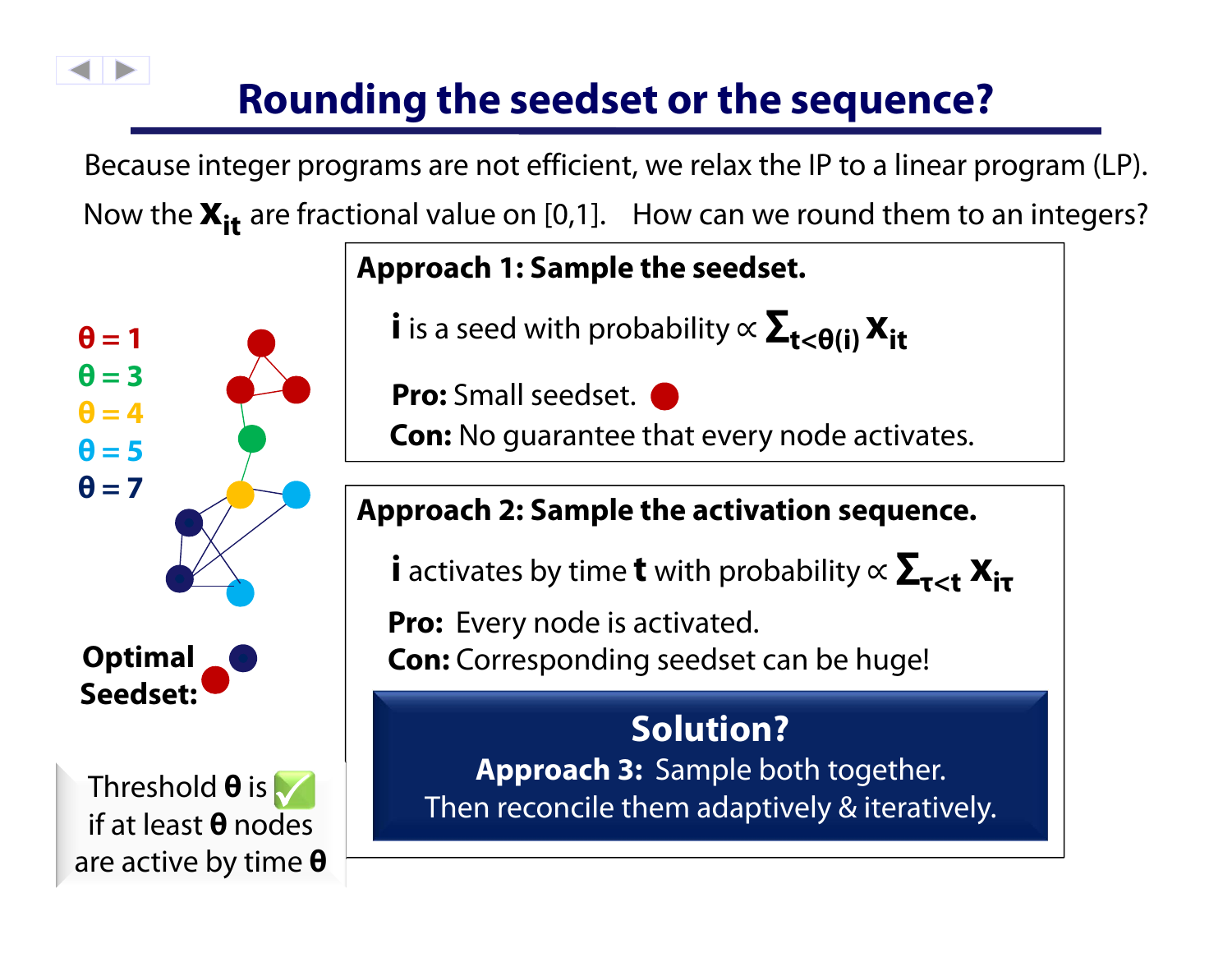# Rounding the seedset or the sequence?

Because integer programs are not efficient, we relax the IP to a linear program (LP).

Now the $\mathbf{x}_{it}$ are fractional value on [0,1]. How can we round them to an integers?

$\theta = 1$

$\theta = 3$

$\theta = 4$

$\theta = 5$

$\theta = 7$

**Optimal Seedset:**

Threshold $\theta$ is ✅ if at least $\theta$ nodes are active by time $\theta$

**Approach 1: Sample the seedset.**

**i** is a seed with probability $\propto \sum_{t<\theta(i)} \mathbf{x}_{it}$

**Pro:** Small seedset.

**Con:** No guarantee that every node activates.

**Approach 2: Sample the activation sequence.**

**i** activates by time **t** with probability $\propto \sum_{\tau<t} \mathbf{x}_{i\tau}$

**Pro:** Every node is activated.

**Con:** Corresponding seedset can be huge!

**Solution?**

**Approach 3:** Sample both together.

Then reconcile them adaptively & iteratively.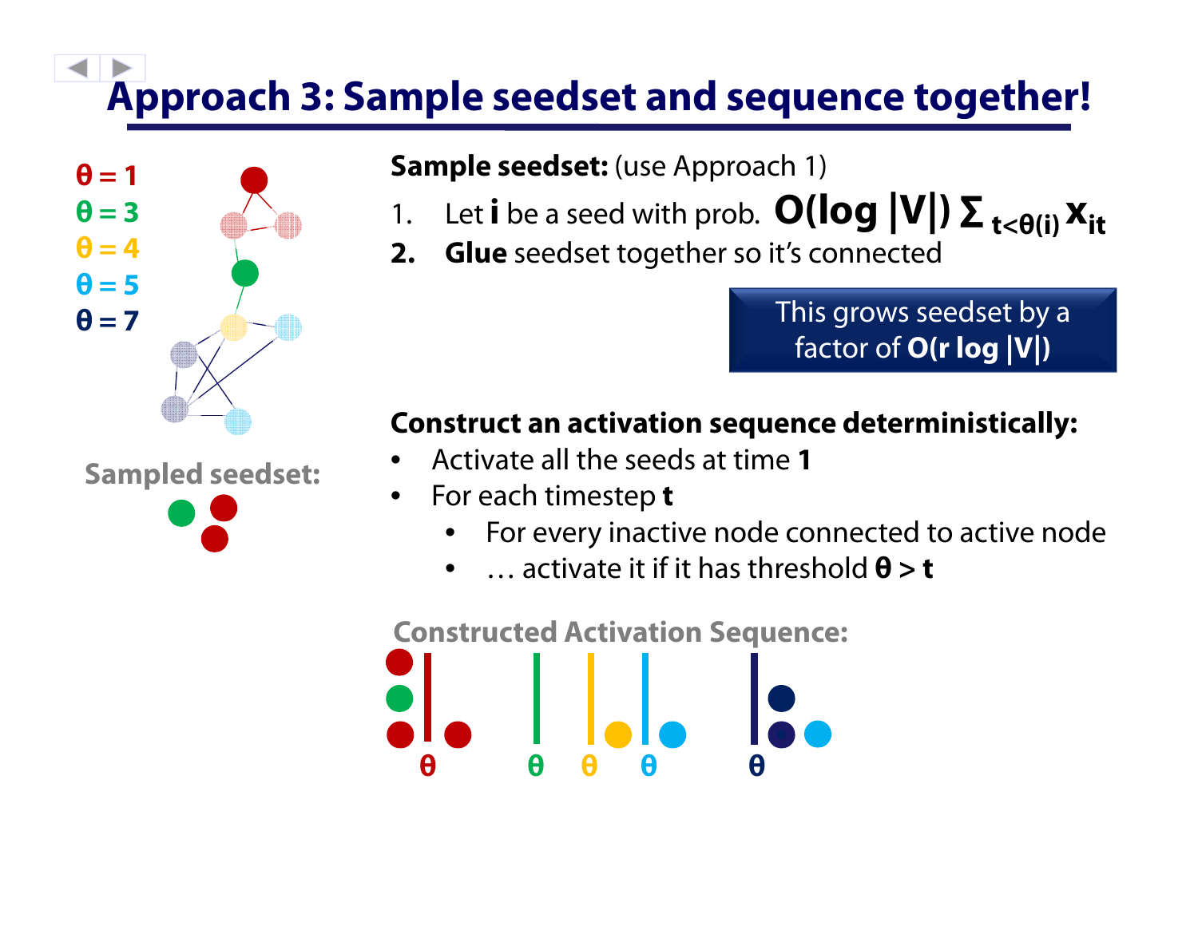# Approach 3: Sample seedset and sequence together!

θ = 1
θ = 3
θ = 4
θ = 5
θ = 7

**Sample seedset:** (use Approach 1)

1. Let **i** be a seed with prob. $O(\log |V|) \sum_{t<\theta(i)} x_{it}$
2. **Glue** seedset together so it's connected

This grows seedset by a factor of $O(r \log |V|)$

Sampled seedset:

**Construct an activation sequence deterministically:**

- Activate all the seeds at time **1**
- For each timestep **t**
  - For every inactive node connected to active node
  - … activate it if it has threshold **θ > t**

Constructed Activation Sequence:

θ θ θ θ θ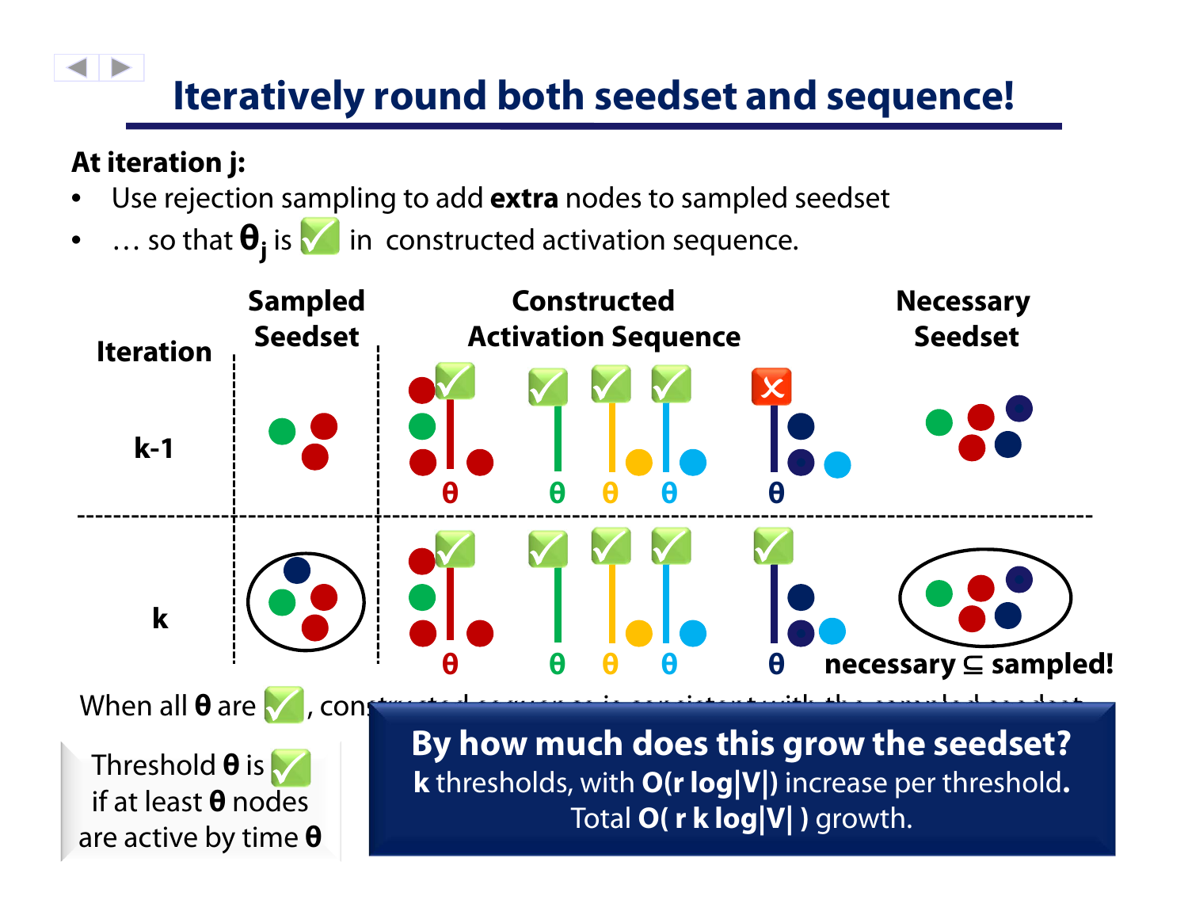# Iteratively round both seedset and sequence!

**At iteration j:**

- Use rejection sampling to add **extra** nodes to sampled seedset
- … so that $\theta_j$ is ✅ in constructed activation sequence.

| Iteration | Sampled Seedset | Constructed Activation Sequence | Necessary Seedset |
|---|---|---|---|
| k-1 | | θ ✅, θ ✅, θ ✅, θ ✅, θ ❌ | |
| k | | θ ✅, θ ✅, θ ✅, θ ✅, θ ✅ | necessary ⊆ sampled! |

When all **θ** are ✅, constructed sequence is consistent with the sampled seedset

Threshold **θ** is ✅ if at least **θ** nodes are active by time **θ**

**By how much does this grow the seedset?**

**k** thresholds, with **O(r log|V|)** increase per threshold**.**
Total **O( r k log|V| )** growth.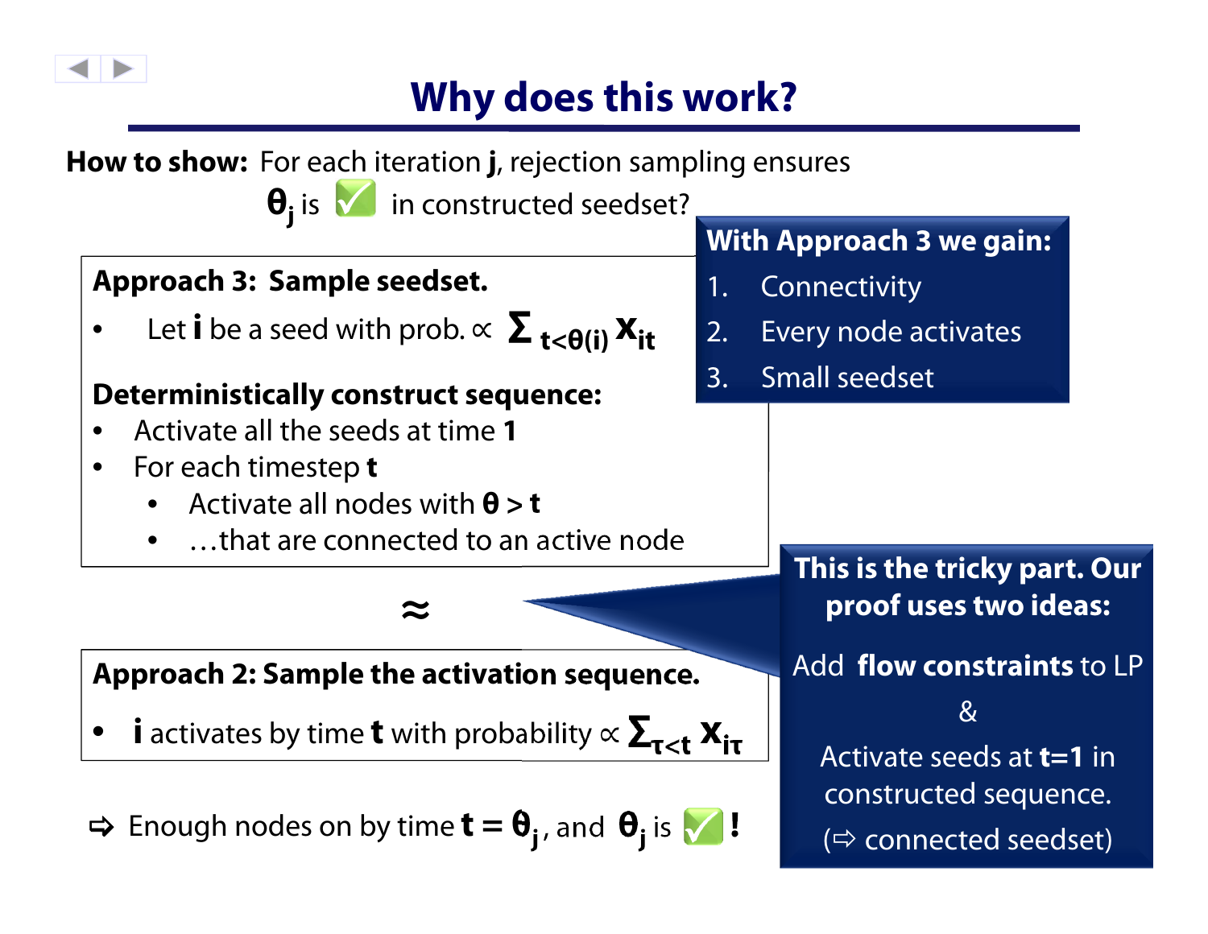# Why does this work?

**How to show:** For each iteration **j**, rejection sampling ensures $\theta_j$ is ✅ in constructed seedset?

**With Approach 3 we gain:**

1. Connectivity
2. Every node activates
3. Small seedset

**Approach 3: Sample seedset.**

- Let **i** be a seed with prob. $\propto \sum_{t<\theta(i)} x_{it}$

**Deterministically construct sequence:**

- Activate all the seeds at time **1**
- For each timestep **t**
  - Activate all nodes with $\theta > t$
  - …that are connected to an active node

$\approx$

**This is the tricky part. Our proof uses two ideas:**

Add **flow constraints** to LP

&

Activate seeds at **t=1** in constructed sequence.

(⇨ connected seedset)

**Approach 2: Sample the activation sequence.**

- **i** activates by time **t** with probability $\propto \sum_{\tau<t} x_{i\tau}$

⇨ Enough nodes on by time $t = \theta_j$, and $\theta_j$ is ✅!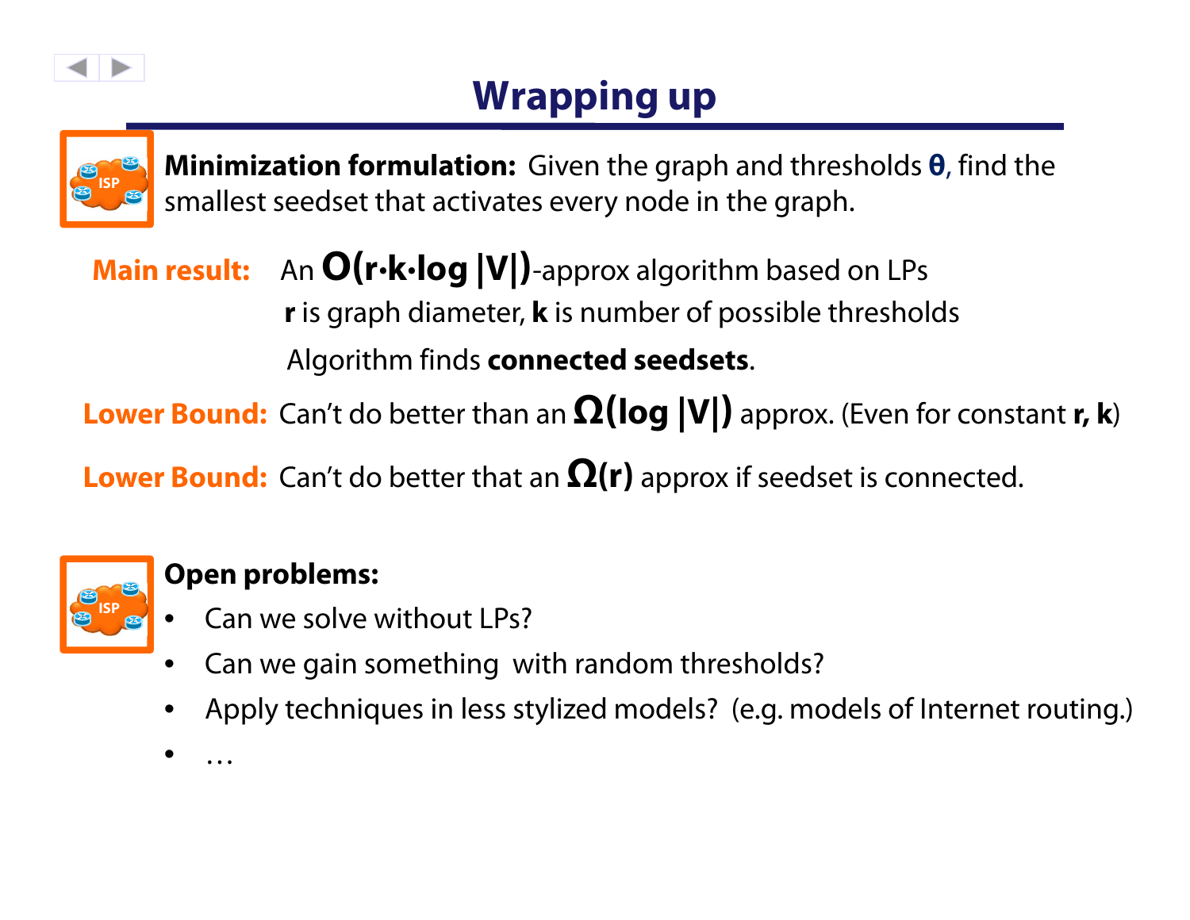# Wrapping up

**Minimization formulation:** Given the graph and thresholds **$\theta$**, find the smallest seedset that activates every node in the graph.

**Main result:** An $O(r \cdot k \cdot \log |V|)$-approx algorithm based on LPs

**r** is graph diameter, **k** is number of possible thresholds

Algorithm finds **connected seedsets**.

**Lower Bound:** Can't do better than an $\Omega(\log |V|)$ approx. (Even for constant **r, k**)

**Lower Bound:** Can't do better that an $\Omega(r)$ approx if seedset is connected.

**Open problems:**

- Can we solve without LPs?
- Can we gain something with random thresholds?
- Apply techniques in less stylized models? (e.g. models of Internet routing.)
- …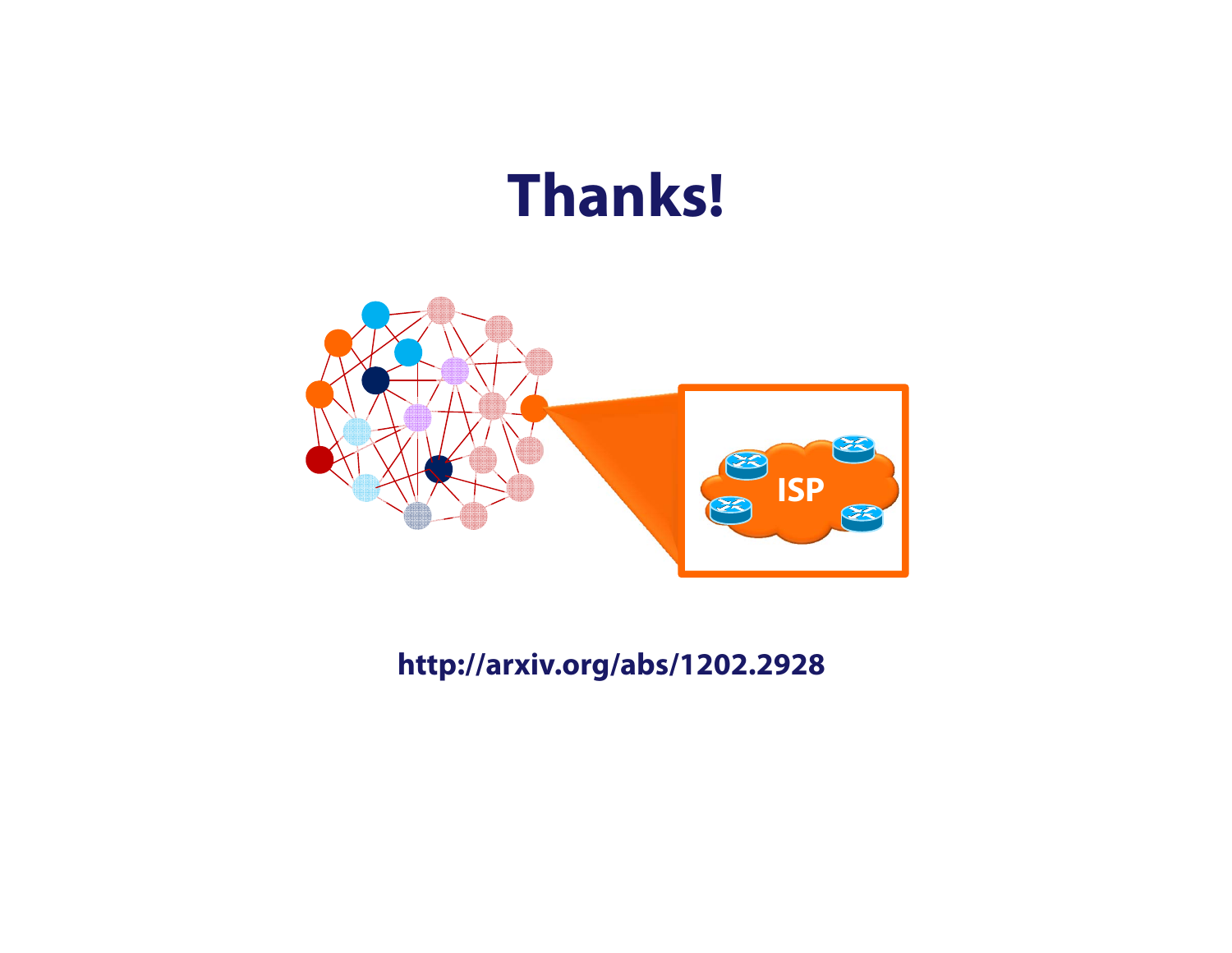# Thanks!

ISP

http://arxiv.org/abs/1202.2928